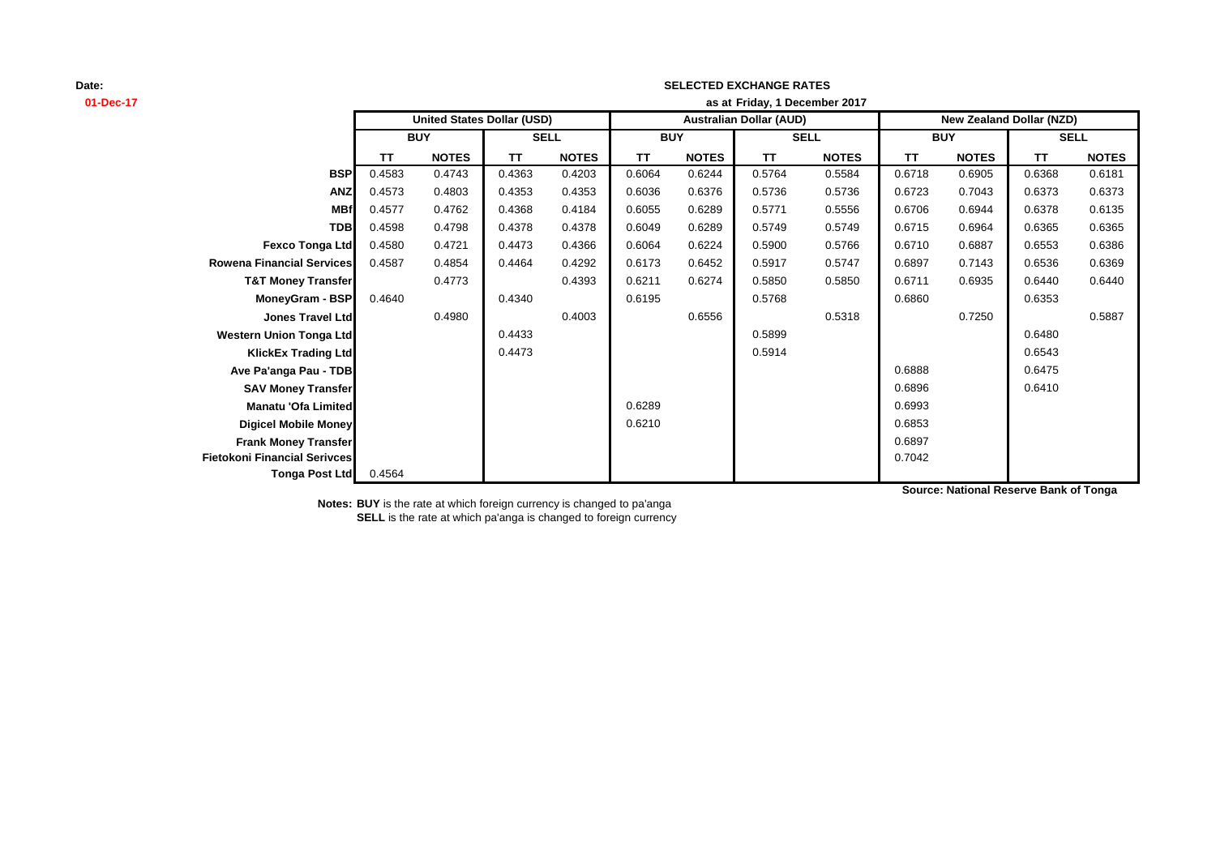**Date:**
**01-Dec-17**

**SELECTED EXCHANGE RATES**

**as at Friday, 1 December 2017**

| | United States Dollar (USD) | | | | Australian Dollar (AUD) | | | | New Zealand Dollar (NZD) | | | |
|---|---|---|---|---|---|---|---|---|---|---|---|---|
| | BUY | | SELL | | BUY | | SELL | | BUY | | SELL | |
| | TT | NOTES | TT | NOTES | TT | NOTES | TT | NOTES | TT | NOTES | TT | NOTES |
| **BSP** | 0.4583 | 0.4743 | 0.4363 | 0.4203 | 0.6064 | 0.6244 | 0.5764 | 0.5584 | 0.6718 | 0.6905 | 0.6368 | 0.6181 |
| **ANZ** | 0.4573 | 0.4803 | 0.4353 | 0.4353 | 0.6036 | 0.6376 | 0.5736 | 0.5736 | 0.6723 | 0.7043 | 0.6373 | 0.6373 |
| **MBf** | 0.4577 | 0.4762 | 0.4368 | 0.4184 | 0.6055 | 0.6289 | 0.5771 | 0.5556 | 0.6706 | 0.6944 | 0.6378 | 0.6135 |
| **TDB** | 0.4598 | 0.4798 | 0.4378 | 0.4378 | 0.6049 | 0.6289 | 0.5749 | 0.5749 | 0.6715 | 0.6964 | 0.6365 | 0.6365 |
| **Fexco Tonga Ltd** | 0.4580 | 0.4721 | 0.4473 | 0.4366 | 0.6064 | 0.6224 | 0.5900 | 0.5766 | 0.6710 | 0.6887 | 0.6553 | 0.6386 |
| **Rowena Financial Services** | 0.4587 | 0.4854 | 0.4464 | 0.4292 | 0.6173 | 0.6452 | 0.5917 | 0.5747 | 0.6897 | 0.7143 | 0.6536 | 0.6369 |
| **T&T Money Transfer** | | 0.4773 | | 0.4393 | 0.6211 | 0.6274 | 0.5850 | 0.5850 | 0.6711 | 0.6935 | 0.6440 | 0.6440 |
| **MoneyGram - BSP** | 0.4640 | | 0.4340 | | 0.6195 | | 0.5768 | | 0.6860 | | 0.6353 | |
| **Jones Travel Ltd** | | 0.4980 | | 0.4003 | | 0.6556 | | 0.5318 | | 0.7250 | | 0.5887 |
| **Western Union Tonga Ltd** | | | 0.4433 | | | | 0.5899 | | | | 0.6480 | |
| **KlickEx Trading Ltd** | | | 0.4473 | | | | 0.5914 | | | | 0.6543 | |
| **Ave Pa'anga Pau - TDB** | | | | | | | | | 0.6888 | | 0.6475 | |
| **SAV Money Transfer** | | | | | | | | | 0.6896 | | 0.6410 | |
| **Manatu 'Ofa Limited** | | | | | 0.6289 | | | | 0.6993 | | | |
| **Digicel Mobile Money** | | | | | 0.6210 | | | | 0.6853 | | | |
| **Frank Money Transfer** | | | | | | | | | 0.6897 | | | |
| **Fietokoni Financial Serivces** | | | | | | | | | 0.7042 | | | |
| **Tonga Post Ltd** | 0.4564 | | | | | | | | | | | |

**Source: National Reserve Bank of Tonga**

**Notes: BUY** is the rate at which foreign currency is changed to pa'anga
**SELL** is the rate at which pa'anga is changed to foreign currency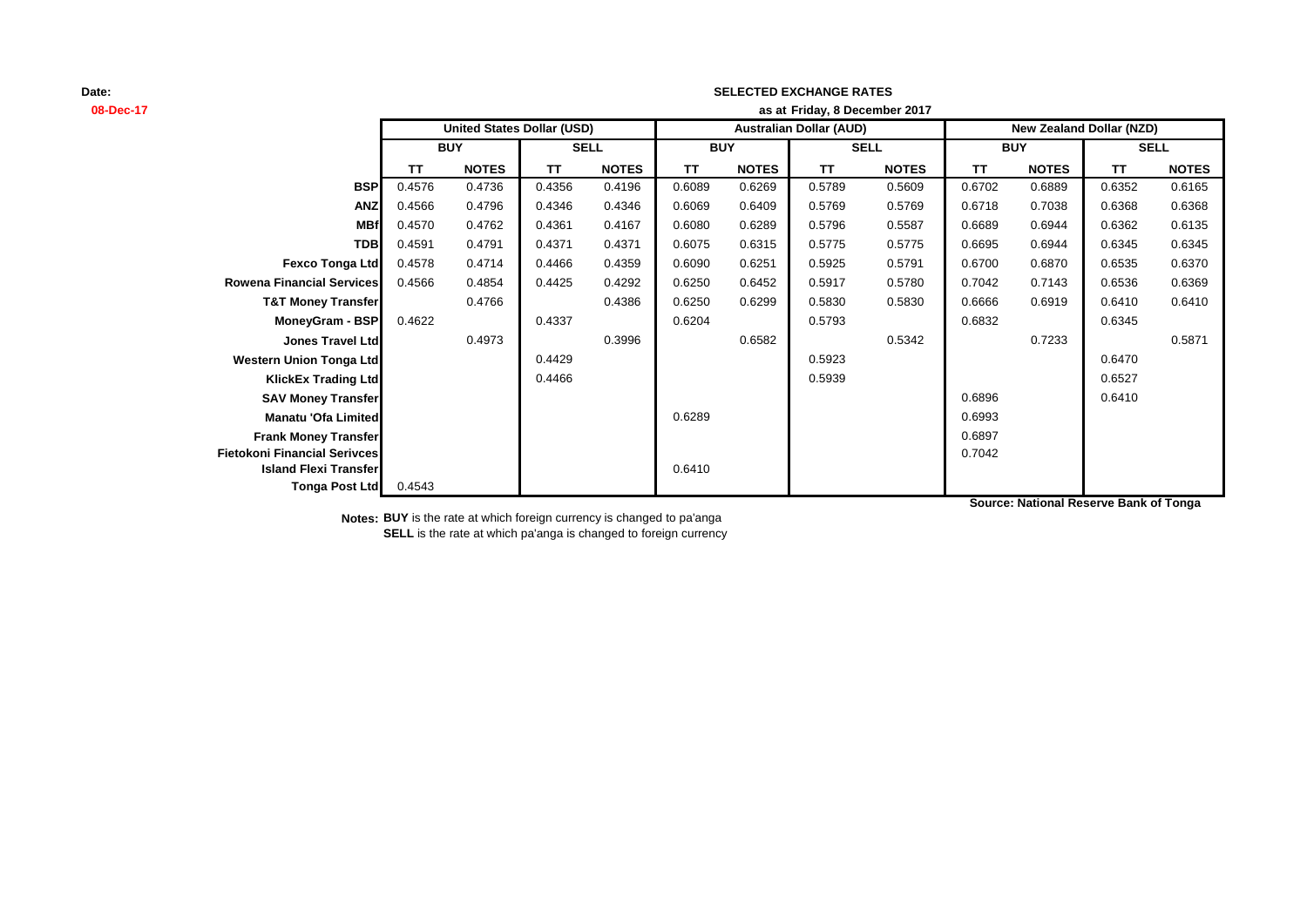Date:
08-Dec-17

**SELECTED EXCHANGE RATES**

**as at Friday, 8 December 2017**

| | United States Dollar (USD) | | | | Australian Dollar (AUD) | | | | New Zealand Dollar (NZD) | | | |
|---|---|---|---|---|---|---|---|---|---|---|---|---|
| | BUY | | SELL | | BUY | | SELL | | BUY | | SELL | |
| | TT | NOTES | TT | NOTES | TT | NOTES | TT | NOTES | TT | NOTES | TT | NOTES |
| **BSP** | 0.4576 | 0.4736 | 0.4356 | 0.4196 | 0.6089 | 0.6269 | 0.5789 | 0.5609 | 0.6702 | 0.6889 | 0.6352 | 0.6165 |
| **ANZ** | 0.4566 | 0.4796 | 0.4346 | 0.4346 | 0.6069 | 0.6409 | 0.5769 | 0.5769 | 0.6718 | 0.7038 | 0.6368 | 0.6368 |
| **MBf** | 0.4570 | 0.4762 | 0.4361 | 0.4167 | 0.6080 | 0.6289 | 0.5796 | 0.5587 | 0.6689 | 0.6944 | 0.6362 | 0.6135 |
| **TDB** | 0.4591 | 0.4791 | 0.4371 | 0.4371 | 0.6075 | 0.6315 | 0.5775 | 0.5775 | 0.6695 | 0.6944 | 0.6345 | 0.6345 |
| **Fexco Tonga Ltd** | 0.4578 | 0.4714 | 0.4466 | 0.4359 | 0.6090 | 0.6251 | 0.5925 | 0.5791 | 0.6700 | 0.6870 | 0.6535 | 0.6370 |
| **Rowena Financial Services** | 0.4566 | 0.4854 | 0.4425 | 0.4292 | 0.6250 | 0.6452 | 0.5917 | 0.5780 | 0.7042 | 0.7143 | 0.6536 | 0.6369 |
| **T&T Money Transfer** | | 0.4766 | | 0.4386 | 0.6250 | 0.6299 | 0.5830 | 0.5830 | 0.6666 | 0.6919 | 0.6410 | 0.6410 |
| **MoneyGram - BSP** | 0.4622 | | 0.4337 | | 0.6204 | | 0.5793 | | 0.6832 | | 0.6345 | |
| **Jones Travel Ltd** | | 0.4973 | | 0.3996 | | 0.6582 | | 0.5342 | | 0.7233 | | 0.5871 |
| **Western Union Tonga Ltd** | | | 0.4429 | | | | 0.5923 | | | | 0.6470 | |
| **KlickEx Trading Ltd** | | | 0.4466 | | | | 0.5939 | | | | 0.6527 | |
| **SAV Money Transfer** | | | | | | | | | 0.6896 | | 0.6410 | |
| **Manatu 'Ofa Limited** | | | | | 0.6289 | | | | 0.6993 | | | |
| **Frank Money Transfer** | | | | | | | | | 0.6897 | | | |
| **Fietokoni Financial Serivces** | | | | | | | | | 0.7042 | | | |
| **Island Flexi Transfer** | | | | | 0.6410 | | | | | | | |
| **Tonga Post Ltd** | 0.4543 | | | | | | | | | | | |

**Source: National Reserve Bank of Tonga**

**Notes:** **BUY** is the rate at which foreign currency is changed to pa'anga
**SELL** is the rate at which pa'anga is changed to foreign currency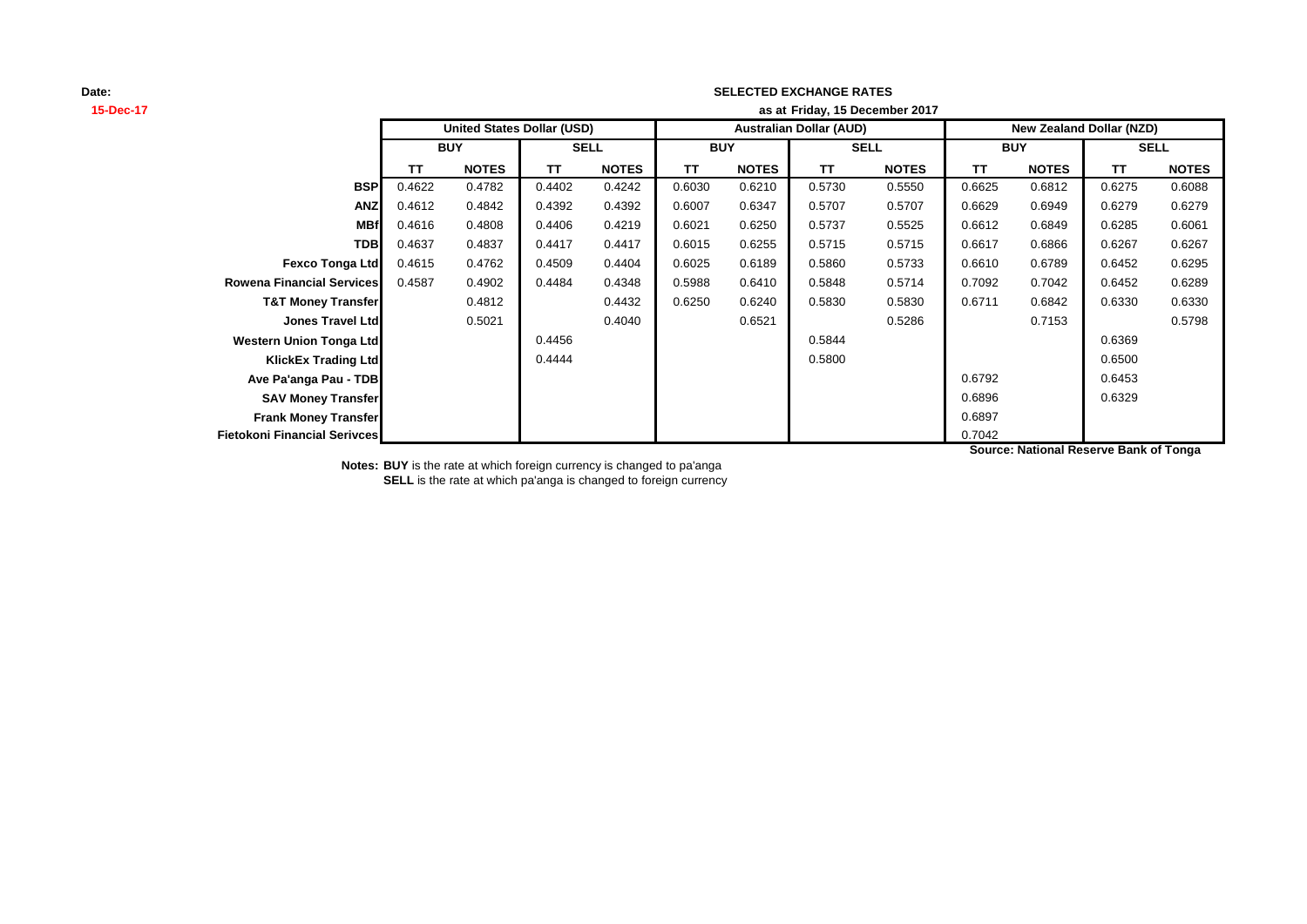**Date:**
**15-Dec-17**

**SELECTED EXCHANGE RATES**

**as at Friday, 15 December 2017**

| | United States Dollar (USD) | | | | Australian Dollar (AUD) | | | | New Zealand Dollar (NZD) | | | |
|---|---|---|---|---|---|---|---|---|---|---|---|---|
| | BUY | | SELL | | BUY | | SELL | | BUY | | SELL | |
| | TT | NOTES | TT | NOTES | TT | NOTES | TT | NOTES | TT | NOTES | TT | NOTES |
| **BSP** | 0.4622 | 0.4782 | 0.4402 | 0.4242 | 0.6030 | 0.6210 | 0.5730 | 0.5550 | 0.6625 | 0.6812 | 0.6275 | 0.6088 |
| **ANZ** | 0.4612 | 0.4842 | 0.4392 | 0.4392 | 0.6007 | 0.6347 | 0.5707 | 0.5707 | 0.6629 | 0.6949 | 0.6279 | 0.6279 |
| **MBf** | 0.4616 | 0.4808 | 0.4406 | 0.4219 | 0.6021 | 0.6250 | 0.5737 | 0.5525 | 0.6612 | 0.6849 | 0.6285 | 0.6061 |
| **TDB** | 0.4637 | 0.4837 | 0.4417 | 0.4417 | 0.6015 | 0.6255 | 0.5715 | 0.5715 | 0.6617 | 0.6866 | 0.6267 | 0.6267 |
| **Fexco Tonga Ltd** | 0.4615 | 0.4762 | 0.4509 | 0.4404 | 0.6025 | 0.6189 | 0.5860 | 0.5733 | 0.6610 | 0.6789 | 0.6452 | 0.6295 |
| **Rowena Financial Services** | 0.4587 | 0.4902 | 0.4484 | 0.4348 | 0.5988 | 0.6410 | 0.5848 | 0.5714 | 0.7092 | 0.7042 | 0.6452 | 0.6289 |
| **T&T Money Transfer** | | 0.4812 | | 0.4432 | 0.6250 | 0.6240 | 0.5830 | 0.5830 | 0.6711 | 0.6842 | 0.6330 | 0.6330 |
| **Jones Travel Ltd** | | 0.5021 | | 0.4040 | | 0.6521 | | 0.5286 | | 0.7153 | | 0.5798 |
| **Western Union Tonga Ltd** | | | 0.4456 | | | | 0.5844 | | | | 0.6369 | |
| **KlickEx Trading Ltd** | | | 0.4444 | | | | 0.5800 | | | | 0.6500 | |
| **Ave Pa'anga Pau - TDB** | | | | | | | | | 0.6792 | | 0.6453 | |
| **SAV Money Transfer** | | | | | | | | | 0.6896 | | 0.6329 | |
| **Frank Money Transfer** | | | | | | | | | 0.6897 | | | |
| **Fietokoni Financial Serivces** | | | | | | | | | 0.7042 | | | |

**Source: National Reserve Bank of Tonga**

**Notes: BUY** is the rate at which foreign currency is changed to pa'anga
**SELL** is the rate at which pa'anga is changed to foreign currency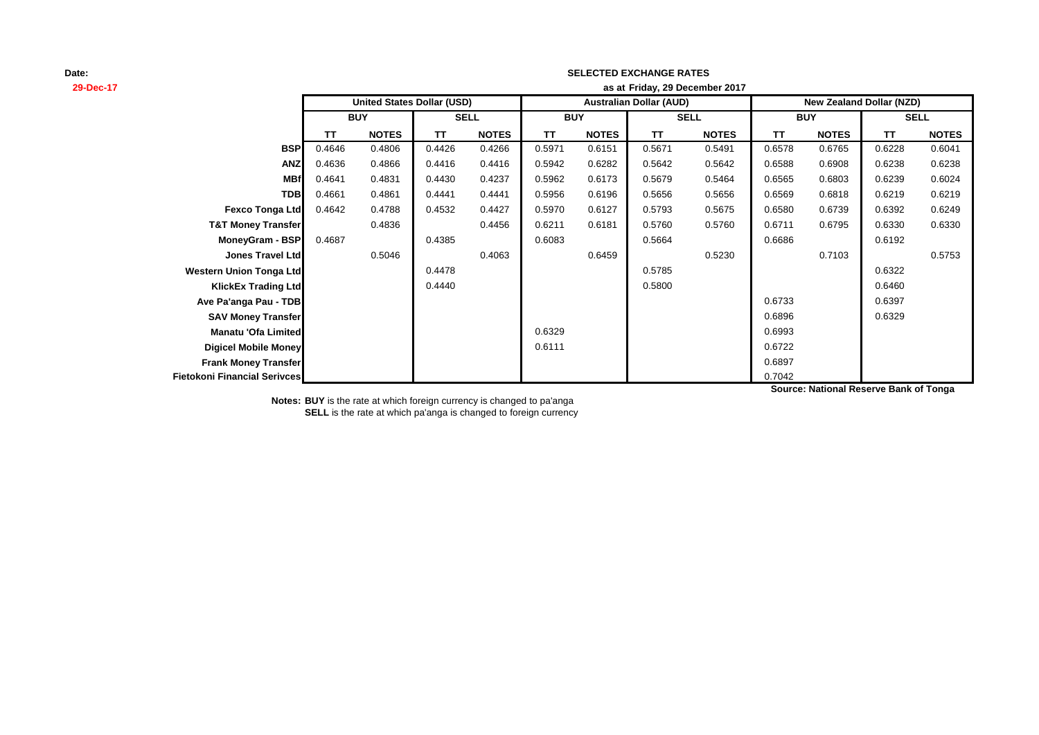**Date:**
**29-Dec-17**

**SELECTED EXCHANGE RATES**

**as at Friday, 29 December 2017**

| | United States Dollar (USD) | | | | Australian Dollar (AUD) | | | | New Zealand Dollar (NZD) | | | |
|---|---|---|---|---|---|---|---|---|---|---|---|---|
| | BUY | | SELL | | BUY | | SELL | | BUY | | SELL | |
| | TT | NOTES | TT | NOTES | TT | NOTES | TT | NOTES | TT | NOTES | TT | NOTES |
| **BSP** | 0.4646 | 0.4806 | 0.4426 | 0.4266 | 0.5971 | 0.6151 | 0.5671 | 0.5491 | 0.6578 | 0.6765 | 0.6228 | 0.6041 |
| **ANZ** | 0.4636 | 0.4866 | 0.4416 | 0.4416 | 0.5942 | 0.6282 | 0.5642 | 0.5642 | 0.6588 | 0.6908 | 0.6238 | 0.6238 |
| **MBf** | 0.4641 | 0.4831 | 0.4430 | 0.4237 | 0.5962 | 0.6173 | 0.5679 | 0.5464 | 0.6565 | 0.6803 | 0.6239 | 0.6024 |
| **TDB** | 0.4661 | 0.4861 | 0.4441 | 0.4441 | 0.5956 | 0.6196 | 0.5656 | 0.5656 | 0.6569 | 0.6818 | 0.6219 | 0.6219 |
| **Fexco Tonga Ltd** | 0.4642 | 0.4788 | 0.4532 | 0.4427 | 0.5970 | 0.6127 | 0.5793 | 0.5675 | 0.6580 | 0.6739 | 0.6392 | 0.6249 |
| **T&T Money Transfer** | | 0.4836 | | 0.4456 | 0.6211 | 0.6181 | 0.5760 | 0.5760 | 0.6711 | 0.6795 | 0.6330 | 0.6330 |
| **MoneyGram - BSP** | 0.4687 | | 0.4385 | | 0.6083 | | 0.5664 | | 0.6686 | | 0.6192 | |
| **Jones Travel Ltd** | | 0.5046 | | 0.4063 | | 0.6459 | | 0.5230 | | 0.7103 | | 0.5753 |
| **Western Union Tonga Ltd** | | | 0.4478 | | | | 0.5785 | | | | 0.6322 | |
| **KlickEx Trading Ltd** | | | 0.4440 | | | | 0.5800 | | | | 0.6460 | |
| **Ave Pa'anga Pau - TDB** | | | | | | | | | 0.6733 | | 0.6397 | |
| **SAV Money Transfer** | | | | | | | | | 0.6896 | | 0.6329 | |
| **Manatu 'Ofa Limited** | | | | | 0.6329 | | | | 0.6993 | | | |
| **Digicel Mobile Money** | | | | | 0.6111 | | | | 0.6722 | | | |
| **Frank Money Transfer** | | | | | | | | | 0.6897 | | | |
| **Fietokoni Financial Serivces** | | | | | | | | | 0.7042 | | | |

**Source: National Reserve Bank of Tonga**

**Notes: BUY** is the rate at which foreign currency is changed to pa'anga
**SELL** is the rate at which pa'anga is changed to foreign currency